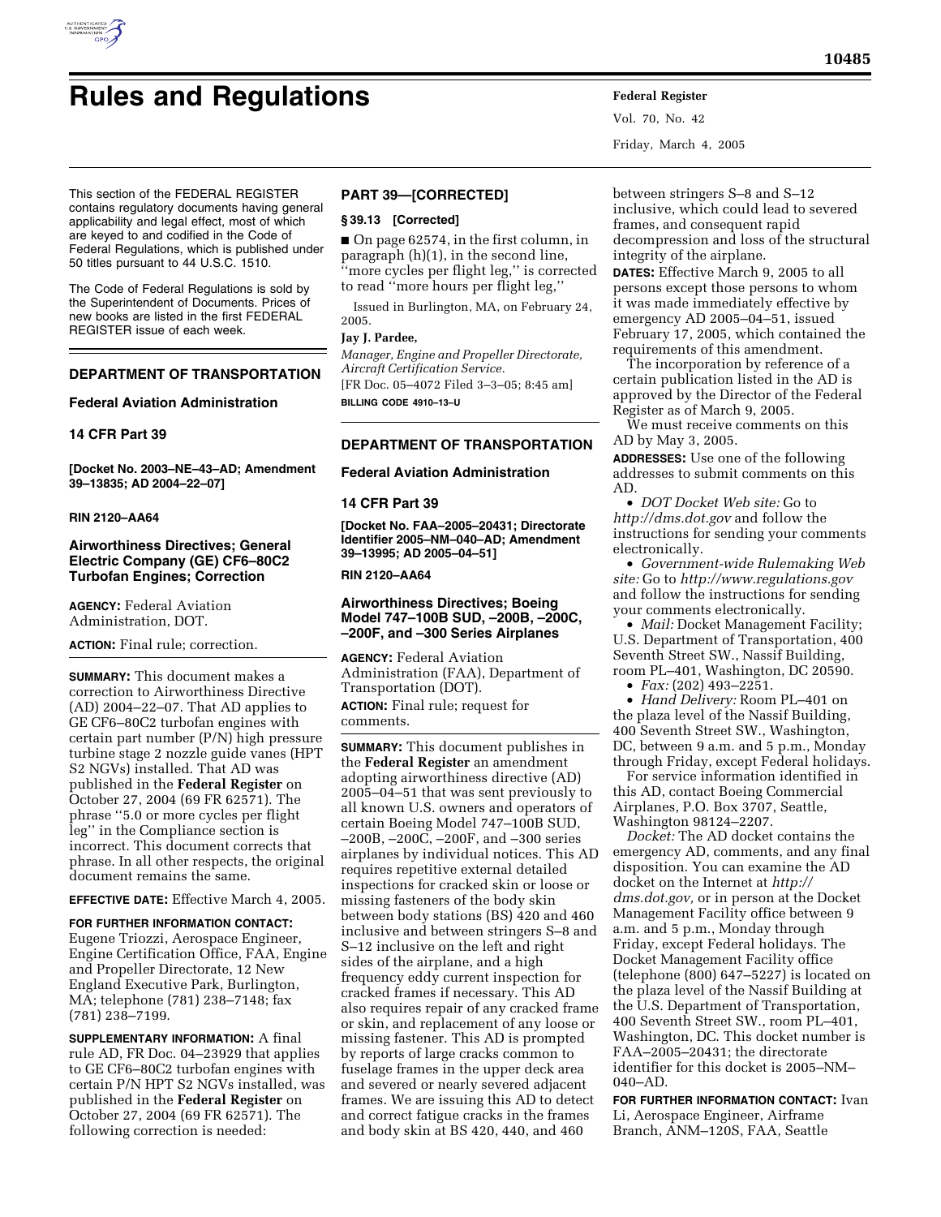# Rules and Regulations

This section of the FEDERAL REGISTER contains regulatory documents having general applicability and legal effect, most of which are keyed to and codified in the Code of Federal Regulations, which is published under 50 titles pursuant to 44 U.S.C. 1510.

The Code of Federal Regulations is sold by the Superintendent of Documents. Prices of new books are listed in the first FEDERAL REGISTER issue of each week.

## DEPARTMENT OF TRANSPORTATION

### Federal Aviation Administration

### 14 CFR Part 39

**[Docket No. 2003–NE–43–AD; Amendment 39–13835; AD 2004–22–07]**

**RIN 2120–AA64**

### Airworthiness Directives; General Electric Company (GE) CF6–80C2 Turbofan Engines; Correction

**AGENCY:** Federal Aviation Administration, DOT.

**ACTION:** Final rule; correction.

**SUMMARY:** This document makes a correction to Airworthiness Directive (AD) 2004–22–07. That AD applies to GE CF6–80C2 turbofan engines with certain part number (P/N) high pressure turbine stage 2 nozzle guide vanes (HPT S2 NGVs) installed. That AD was published in the **Federal Register** on October 27, 2004 (69 FR 62571). The phrase ''5.0 or more cycles per flight leg'' in the Compliance section is incorrect. This document corrects that phrase. In all other respects, the original document remains the same.

**EFFECTIVE DATE:** Effective March 4, 2005.

**FOR FURTHER INFORMATION CONTACT:** Eugene Triozzi, Aerospace Engineer, Engine Certification Office, FAA, Engine and Propeller Directorate, 12 New England Executive Park, Burlington, MA; telephone (781) 238–7148; fax (781) 238–7199.

**SUPPLEMENTARY INFORMATION:** A final rule AD, FR Doc. 04–23929 that applies to GE CF6–80C2 turbofan engines with certain P/N HPT S2 NGVs installed, was published in the **Federal Register** on October 27, 2004 (69 FR 62571). The following correction is needed:

## PART 39—[CORRECTED]

### § 39.13 [Corrected]

■ On page 62574, in the first column, in paragraph (h)(1), in the second line, ''more cycles per flight leg,'' is corrected to read ''more hours per flight leg,''

Issued in Burlington, MA, on February 24, 2005.

**Jay J. Pardee,**

*Manager, Engine and Propeller Directorate, Aircraft Certification Service.*

[FR Doc. 05–4072 Filed 3–3–05; 8:45 am]

**BILLING CODE 4910–13–U**

## DEPARTMENT OF TRANSPORTATION

### Federal Aviation Administration

### 14 CFR Part 39

**[Docket No. FAA–2005–20431; Directorate Identifier 2005–NM–040–AD; Amendment 39–13995; AD 2005–04–51]**

**RIN 2120–AA64**

### Airworthiness Directives; Boeing Model 747–100B SUD, –200B, –200C, –200F, and –300 Series Airplanes

**AGENCY:** Federal Aviation Administration (FAA), Department of Transportation (DOT).

**ACTION:** Final rule; request for comments.

**SUMMARY:** This document publishes in the **Federal Register** an amendment adopting airworthiness directive (AD) 2005–04–51 that was sent previously to all known U.S. owners and operators of certain Boeing Model 747–100B SUD, –200B, –200C, –200F, and –300 series airplanes by individual notices. This AD requires repetitive external detailed inspections for cracked skin or loose or missing fasteners of the body skin between body stations (BS) 420 and 460 inclusive and between stringers S–8 and S–12 inclusive on the left and right sides of the airplane, and a high frequency eddy current inspection for cracked frames if necessary. This AD also requires repair of any cracked frame or skin, and replacement of any loose or missing fastener. This AD is prompted by reports of large cracks common to fuselage frames in the upper deck area and severed or nearly severed adjacent frames. We are issuing this AD to detect and correct fatigue cracks in the frames and body skin at BS 420, 440, and 460 between stringers S–8 and S–12 inclusive, which could lead to severed frames, and consequent rapid decompression and loss of the structural integrity of the airplane.

**DATES:** Effective March 9, 2005 to all persons except those persons to whom it was made immediately effective by emergency AD 2005–04–51, issued February 17, 2005, which contained the requirements of this amendment.

The incorporation by reference of a certain publication listed in the AD is approved by the Director of the Federal Register as of March 9, 2005.

We must receive comments on this AD by May 3, 2005.

**ADDRESSES:** Use one of the following addresses to submit comments on this AD.

- *DOT Docket Web site:* Go to *http://dms.dot.gov* and follow the instructions for sending your comments electronically.
- *Government-wide Rulemaking Web site:* Go to *http://www.regulations.gov* and follow the instructions for sending your comments electronically.
- *Mail:* Docket Management Facility; U.S. Department of Transportation, 400 Seventh Street SW., Nassif Building, room PL–401, Washington, DC 20590.
- *Fax:* (202) 493–2251.
- *Hand Delivery:* Room PL–401 on the plaza level of the Nassif Building, 400 Seventh Street SW., Washington, DC, between 9 a.m. and 5 p.m., Monday through Friday, except Federal holidays.

For service information identified in this AD, contact Boeing Commercial Airplanes, P.O. Box 3707, Seattle, Washington 98124–2207.

*Docket:* The AD docket contains the emergency AD, comments, and any final disposition. You can examine the AD docket on the Internet at *http://dms.dot.gov,* or in person at the Docket Management Facility office between 9 a.m. and 5 p.m., Monday through Friday, except Federal holidays. The Docket Management Facility office (telephone (800) 647–5227) is located on the plaza level of the Nassif Building at the U.S. Department of Transportation, 400 Seventh Street SW., room PL–401, Washington, DC. This docket number is FAA–2005–20431; the directorate identifier for this docket is 2005–NM–040–AD.

**FOR FURTHER INFORMATION CONTACT:** Ivan Li, Aerospace Engineer, Airframe Branch, ANM–120S, FAA, Seattle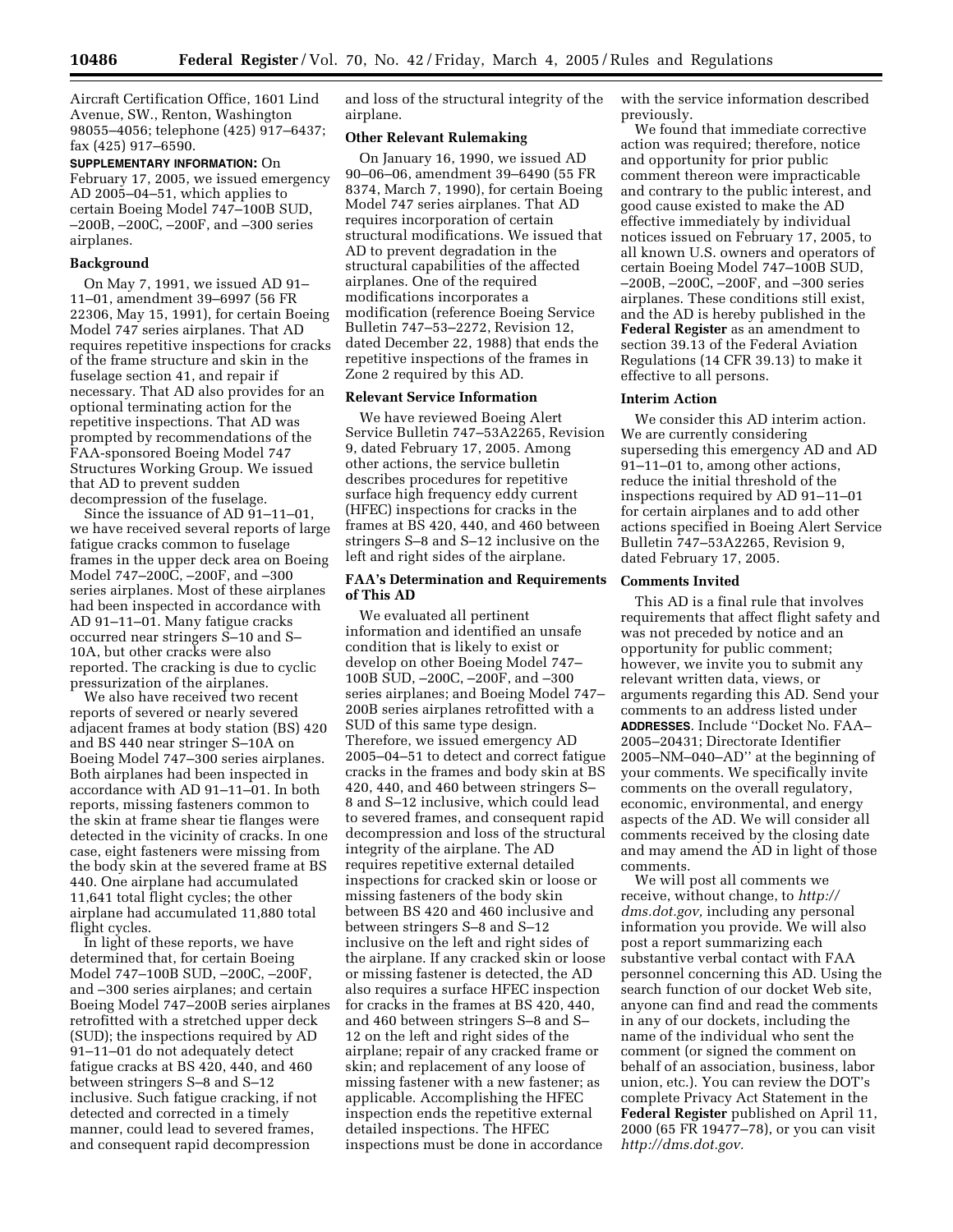Aircraft Certification Office, 1601 Lind Avenue, SW., Renton, Washington 98055–4056; telephone (425) 917–6437; fax (425) 917–6590.

**SUPPLEMENTARY INFORMATION:** On February 17, 2005, we issued emergency AD 2005–04–51, which applies to certain Boeing Model 747–100B SUD, –200B, –200C, –200F, and –300 series airplanes.

### Background

On May 7, 1991, we issued AD 91–11–01, amendment 39–6997 (56 FR 22306, May 15, 1991), for certain Boeing Model 747 series airplanes. That AD requires repetitive inspections for cracks of the frame structure and skin in the fuselage section 41, and repair if necessary. That AD also provides for an optional terminating action for the repetitive inspections. That AD was prompted by recommendations of the FAA-sponsored Boeing Model 747 Structures Working Group. We issued that AD to prevent sudden decompression of the fuselage.

Since the issuance of AD 91–11–01, we have received several reports of large fatigue cracks common to fuselage frames in the upper deck area on Boeing Model 747–200C, –200F, and –300 series airplanes. Most of these airplanes had been inspected in accordance with AD 91–11–01. Many fatigue cracks occurred near stringers S–10 and S–10A, but other cracks were also reported. The cracking is due to cyclic pressurization of the airplanes.

We also have received two recent reports of severed or nearly severed adjacent frames at body station (BS) 420 and BS 440 near stringer S–10A on Boeing Model 747–300 series airplanes. Both airplanes had been inspected in accordance with AD 91–11–01. In both reports, missing fasteners common to the skin at frame shear tie flanges were detected in the vicinity of cracks. In one case, eight fasteners were missing from the body skin at the severed frame at BS 440. One airplane had accumulated 11,641 total flight cycles; the other airplane had accumulated 11,880 total flight cycles.

In light of these reports, we have determined that, for certain Boeing Model 747–100B SUD, –200C, –200F, and –300 series airplanes; and certain Boeing Model 747–200B series airplanes retrofitted with a stretched upper deck (SUD); the inspections required by AD 91–11–01 do not adequately detect fatigue cracks at BS 420, 440, and 460 between stringers S–8 and S–12 inclusive. Such fatigue cracking, if not detected and corrected in a timely manner, could lead to severed frames, and consequent rapid decompression and loss of the structural integrity of the airplane.

### Other Relevant Rulemaking

On January 16, 1990, we issued AD 90–06–06, amendment 39–6490 (55 FR 8374, March 7, 1990), for certain Boeing Model 747 series airplanes. That AD requires incorporation of certain structural modifications. We issued that AD to prevent degradation in the structural capabilities of the affected airplanes. One of the required modifications incorporates a modification (reference Boeing Service Bulletin 747–53–2272, Revision 12, dated December 22, 1988) that ends the repetitive inspections of the frames in Zone 2 required by this AD.

### Relevant Service Information

We have reviewed Boeing Alert Service Bulletin 747–53A2265, Revision 9, dated February 17, 2005. Among other actions, the service bulletin describes procedures for repetitive surface high frequency eddy current (HFEC) inspections for cracks in the frames at BS 420, 440, and 460 between stringers S–8 and S–12 inclusive on the left and right sides of the airplane.

### FAA's Determination and Requirements of This AD

We evaluated all pertinent information and identified an unsafe condition that is likely to exist or develop on other Boeing Model 747–100B SUD, –200C, –200F, and –300 series airplanes; and Boeing Model 747–200B series airplanes retrofitted with a SUD of this same type design. Therefore, we issued emergency AD 2005–04–51 to detect and correct fatigue cracks in the frames and body skin at BS 420, 440, and 460 between stringers S–8 and S–12 inclusive, which could lead to severed frames, and consequent rapid decompression and loss of the structural integrity of the airplane. The AD requires repetitive external detailed inspections for cracked skin or loose or missing fasteners of the body skin between BS 420 and 460 inclusive and between stringers S–8 and S–12 inclusive on the left and right sides of the airplane. If any cracked skin or loose or missing fastener is detected, the AD also requires a surface HFEC inspection for cracks in the frames at BS 420, 440, and 460 between stringers S–8 and S–12 on the left and right sides of the airplane; repair of any cracked frame or skin; and replacement of any loose of missing fastener with a new fastener; as applicable. Accomplishing the HFEC inspection ends the repetitive external detailed inspections. The HFEC inspections must be done in accordance with the service information described previously.

We found that immediate corrective action was required; therefore, notice and opportunity for prior public comment thereon were impracticable and contrary to the public interest, and good cause existed to make the AD effective immediately by individual notices issued on February 17, 2005, to all known U.S. owners and operators of certain Boeing Model 747–100B SUD, –200B, –200C, –200F, and –300 series airplanes. These conditions still exist, and the AD is hereby published in the **Federal Register** as an amendment to section 39.13 of the Federal Aviation Regulations (14 CFR 39.13) to make it effective to all persons.

### Interim Action

We consider this AD interim action. We are currently considering superseding this emergency AD and AD 91–11–01 to, among other actions, reduce the initial threshold of the inspections required by AD 91–11–01 for certain airplanes and to add other actions specified in Boeing Alert Service Bulletin 747–53A2265, Revision 9, dated February 17, 2005.

### Comments Invited

This AD is a final rule that involves requirements that affect flight safety and was not preceded by notice and an opportunity for public comment; however, we invite you to submit any relevant written data, views, or arguments regarding this AD. Send your comments to an address listed under **ADDRESSES**. Include ''Docket No. FAA–2005–20431; Directorate Identifier 2005–NM–040–AD'' at the beginning of your comments. We specifically invite comments on the overall regulatory, economic, environmental, and energy aspects of the AD. We will consider all comments received by the closing date and may amend the AD in light of those comments.

We will post all comments we receive, without change, to *http://dms.dot.gov,* including any personal information you provide. We will also post a report summarizing each substantive verbal contact with FAA personnel concerning this AD. Using the search function of our docket Web site, anyone can find and read the comments in any of our dockets, including the name of the individual who sent the comment (or signed the comment on behalf of an association, business, labor union, etc.). You can review the DOT's complete Privacy Act Statement in the **Federal Register** published on April 11, 2000 (65 FR 19477–78), or you can visit *http://dms.dot.gov.*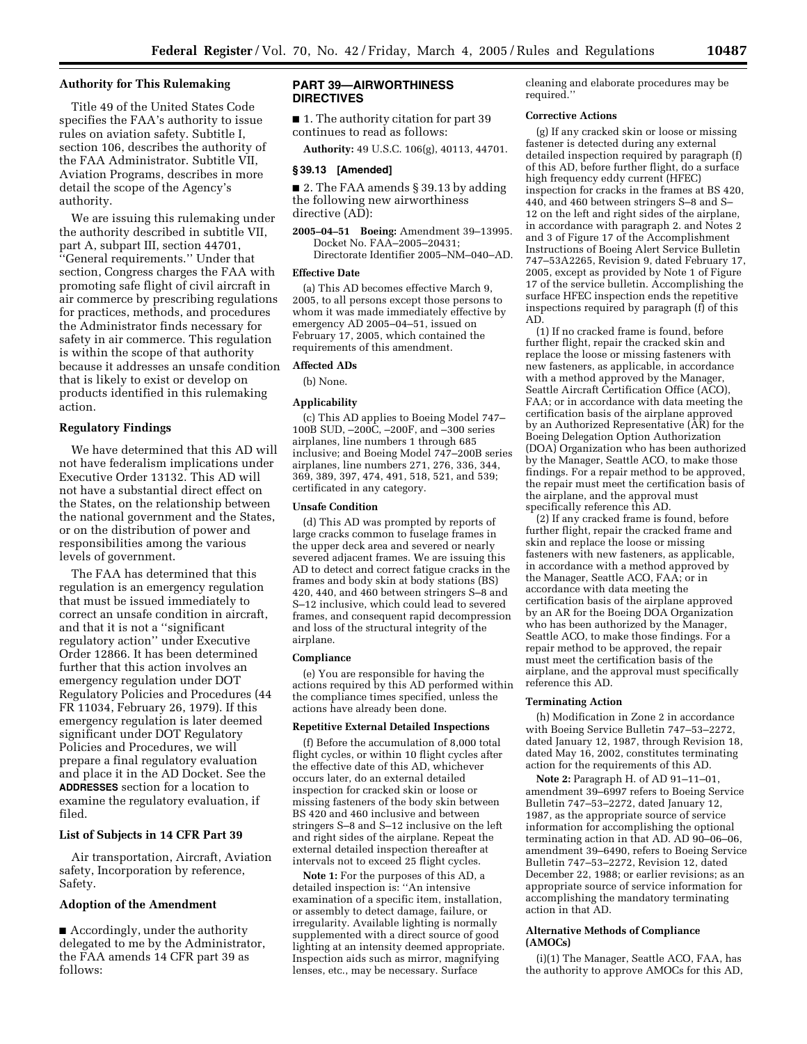### Authority for This Rulemaking

Title 49 of the United States Code specifies the FAA's authority to issue rules on aviation safety. Subtitle I, section 106, describes the authority of the FAA Administrator. Subtitle VII, Aviation Programs, describes in more detail the scope of the Agency's authority.

We are issuing this rulemaking under the authority described in subtitle VII, part A, subpart III, section 44701, "General requirements." Under that section, Congress charges the FAA with promoting safe flight of civil aircraft in air commerce by prescribing regulations for practices, methods, and procedures the Administrator finds necessary for safety in air commerce. This regulation is within the scope of that authority because it addresses an unsafe condition that is likely to exist or develop on products identified in this rulemaking action.

### Regulatory Findings

We have determined that this AD will not have federalism implications under Executive Order 13132. This AD will not have a substantial direct effect on the States, on the relationship between the national government and the States, or on the distribution of power and responsibilities among the various levels of government.

The FAA has determined that this regulation is an emergency regulation that must be issued immediately to correct an unsafe condition in aircraft, and that it is not a "significant regulatory action" under Executive Order 12866. It has been determined further that this action involves an emergency regulation under DOT Regulatory Policies and Procedures (44 FR 11034, February 26, 1979). If this emergency regulation is later deemed significant under DOT Regulatory Policies and Procedures, we will prepare a final regulatory evaluation and place it in the AD Docket. See the **ADDRESSES** section for a location to examine the regulatory evaluation, if filed.

### List of Subjects in 14 CFR Part 39

Air transportation, Aircraft, Aviation safety, Incorporation by reference, Safety.

### Adoption of the Amendment

■ Accordingly, under the authority delegated to me by the Administrator, the FAA amends 14 CFR part 39 as follows:

## PART 39—AIRWORTHINESS DIRECTIVES

■ 1. The authority citation for part 39 continues to read as follows:

**Authority:** 49 U.S.C. 106(g), 40113, 44701.

### § 39.13 [Amended]

■ 2. The FAA amends § 39.13 by adding the following new airworthiness directive (AD):

**2005–04–51 Boeing:** Amendment 39–13995. Docket No. FAA–2005–20431; Directorate Identifier 2005–NM–040–AD.

#### Effective Date

(a) This AD becomes effective March 9, 2005, to all persons except those persons to whom it was made immediately effective by emergency AD 2005–04–51, issued on February 17, 2005, which contained the requirements of this amendment.

#### Affected ADs

(b) None.

#### Applicability

(c) This AD applies to Boeing Model 747–100B SUD, –200C, –200F, and –300 series airplanes, line numbers 1 through 685 inclusive; and Boeing Model 747–200B series airplanes, line numbers 271, 276, 336, 344, 369, 389, 397, 474, 491, 518, 521, and 539; certificated in any category.

#### Unsafe Condition

(d) This AD was prompted by reports of large cracks common to fuselage frames in the upper deck area and severed or nearly severed adjacent frames. We are issuing this AD to detect and correct fatigue cracks in the frames and body skin at body stations (BS) 420, 440, and 460 between stringers S–8 and S–12 inclusive, which could lead to severed frames, and consequent rapid decompression and loss of the structural integrity of the airplane.

#### Compliance

(e) You are responsible for having the actions required by this AD performed within the compliance times specified, unless the actions have already been done.

#### Repetitive External Detailed Inspections

(f) Before the accumulation of 8,000 total flight cycles, or within 10 flight cycles after the effective date of this AD, whichever occurs later, do an external detailed inspection for cracked skin or loose or missing fasteners of the body skin between BS 420 and 460 inclusive and between stringers S–8 and S–12 inclusive on the left and right sides of the airplane. Repeat the external detailed inspection thereafter at intervals not to exceed 25 flight cycles.

**Note 1:** For the purposes of this AD, a detailed inspection is: "An intensive examination of a specific item, installation, or assembly to detect damage, failure, or irregularity. Available lighting is normally supplemented with a direct source of good lighting at an intensity deemed appropriate. Inspection aids such as mirror, magnifying lenses, etc., may be necessary. Surface cleaning and elaborate procedures may be required."

#### Corrective Actions

(g) If any cracked skin or loose or missing fastener is detected during any external detailed inspection required by paragraph (f) of this AD, before further flight, do a surface high frequency eddy current (HFEC) inspection for cracks in the frames at BS 420, 440, and 460 between stringers S–8 and S–12 on the left and right sides of the airplane, in accordance with paragraph 2. and Notes 2 and 3 of Figure 17 of the Accomplishment Instructions of Boeing Alert Service Bulletin 747–53A2265, Revision 9, dated February 17, 2005, except as provided by Note 1 of Figure 17 of the service bulletin. Accomplishing the surface HFEC inspection ends the repetitive inspections required by paragraph (f) of this AD.

(1) If no cracked frame is found, before further flight, repair the cracked skin and replace the loose or missing fasteners with new fasteners, as applicable, in accordance with a method approved by the Manager, Seattle Aircraft Certification Office (ACO), FAA; or in accordance with data meeting the certification basis of the airplane approved by an Authorized Representative (AR) for the Boeing Delegation Option Authorization (DOA) Organization who has been authorized by the Manager, Seattle ACO, to make those findings. For a repair method to be approved, the repair must meet the certification basis of the airplane, and the approval must specifically reference this AD.

(2) If any cracked frame is found, before further flight, repair the cracked frame and skin and replace the loose or missing fasteners with new fasteners, as applicable, in accordance with a method approved by the Manager, Seattle ACO, FAA; or in accordance with data meeting the certification basis of the airplane approved by an AR for the Boeing DOA Organization who has been authorized by the Manager, Seattle ACO, to make those findings. For a repair method to be approved, the repair must meet the certification basis of the airplane, and the approval must specifically reference this AD.

#### Terminating Action

(h) Modification in Zone 2 in accordance with Boeing Service Bulletin 747–53–2272, dated January 12, 1987, through Revision 18, dated May 16, 2002, constitutes terminating action for the requirements of this AD.

**Note 2:** Paragraph H. of AD 91–11–01, amendment 39–6997 refers to Boeing Service Bulletin 747–53–2272, dated January 12, 1987, as the appropriate source of service information for accomplishing the optional terminating action in that AD. AD 90–06–06, amendment 39–6490, refers to Boeing Service Bulletin 747–53–2272, Revision 12, dated December 22, 1988; or earlier revisions; as an appropriate source of service information for accomplishing the mandatory terminating action in that AD.

#### Alternative Methods of Compliance (AMOCs)

(i)(1) The Manager, Seattle ACO, FAA, has the authority to approve AMOCs for this AD,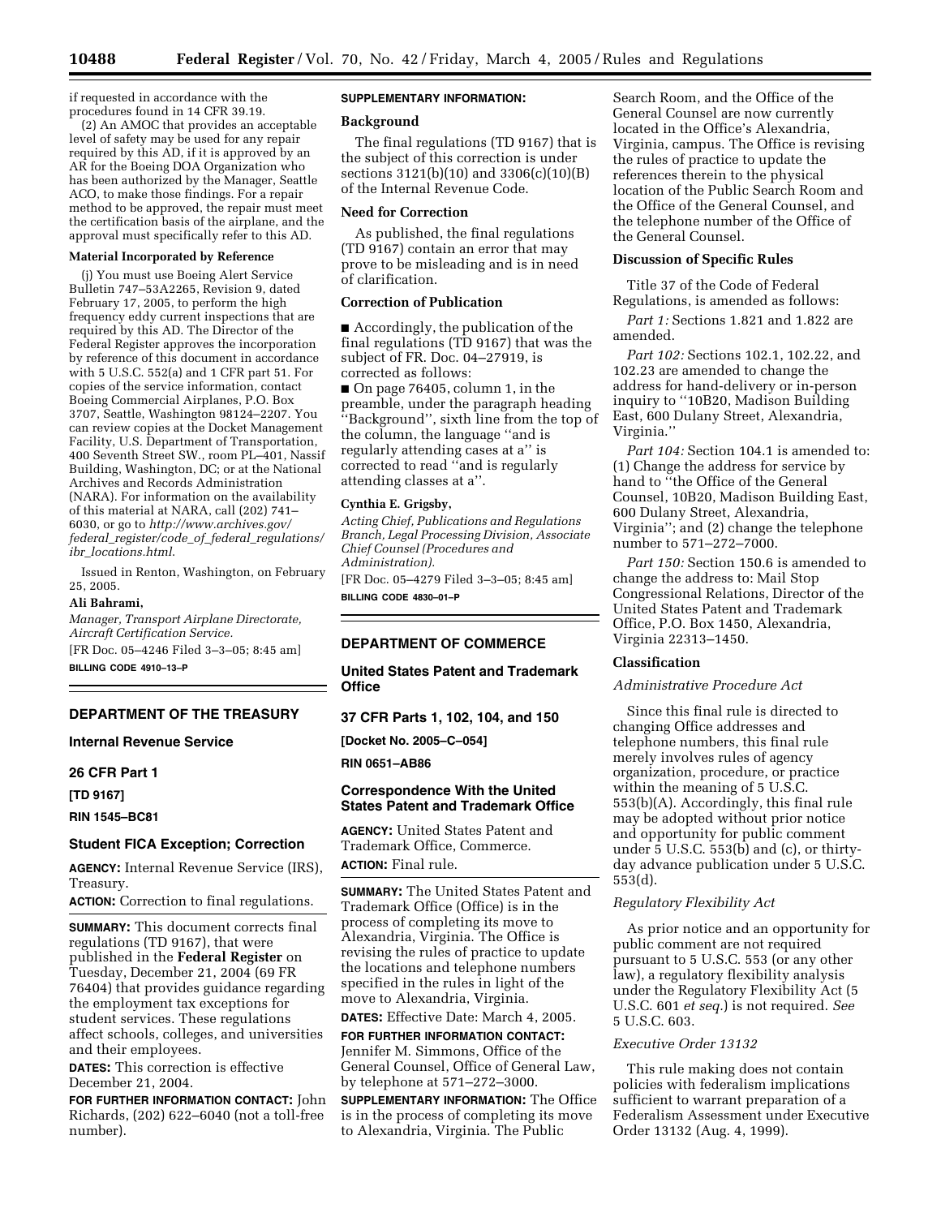if requested in accordance with the procedures found in 14 CFR 39.19.

(2) An AMOC that provides an acceptable level of safety may be used for any repair required by this AD, if it is approved by an AR for the Boeing DOA Organization who has been authorized by the Manager, Seattle ACO, to make those findings. For a repair method to be approved, the repair must meet the certification basis of the airplane, and the approval must specifically refer to this AD.

**Material Incorporated by Reference**

(j) You must use Boeing Alert Service Bulletin 747–53A2265, Revision 9, dated February 17, 2005, to perform the high frequency eddy current inspections that are required by this AD. The Director of the Federal Register approves the incorporation by reference of this document in accordance with 5 U.S.C. 552(a) and 1 CFR part 51. For copies of the service information, contact Boeing Commercial Airplanes, P.O. Box 3707, Seattle, Washington 98124–2207. You can review copies at the Docket Management Facility, U.S. Department of Transportation, 400 Seventh Street SW., room PL–401, Nassif Building, Washington, DC; or at the National Archives and Records Administration (NARA). For information on the availability of this material at NARA, call (202) 741–6030, or go to *http://www.archives.gov/federal_register/code_of_federal_regulations/ibr_locations.html*.

Issued in Renton, Washington, on February 25, 2005.

**Ali Bahrami,**

*Manager, Transport Airplane Directorate, Aircraft Certification Service.*

[FR Doc. 05–4246 Filed 3–3–05; 8:45 am]

**BILLING CODE 4910–13–P**

---

## DEPARTMENT OF THE TREASURY

### Internal Revenue Service

### 26 CFR Part 1

**[TD 9167]**

**RIN 1545–BC81**

### Student FICA Exception; Correction

**AGENCY:** Internal Revenue Service (IRS), Treasury.

**ACTION:** Correction to final regulations.

**SUMMARY:** This document corrects final regulations (TD 9167), that were published in the **Federal Register** on Tuesday, December 21, 2004 (69 FR 76404) that provides guidance regarding the employment tax exceptions for student services. These regulations affect schools, colleges, and universities and their employees.

**DATES:** This correction is effective December 21, 2004.

**FOR FURTHER INFORMATION CONTACT:** John Richards, (202) 622–6040 (not a toll-free number).

**SUPPLEMENTARY INFORMATION:**

**Background**

The final regulations (TD 9167) that is the subject of this correction is under sections 3121(b)(10) and 3306(c)(10)(B) of the Internal Revenue Code.

**Need for Correction**

As published, the final regulations (TD 9167) contain an error that may prove to be misleading and is in need of clarification.

**Correction of Publication**

■ Accordingly, the publication of the final regulations (TD 9167) that was the subject of FR. Doc. 04–27919, is corrected as follows:

■ On page 76405, column 1, in the preamble, under the paragraph heading ''Background'', sixth line from the top of the column, the language ''and is regularly attending cases at a'' is corrected to read ''and is regularly attending classes at a''.

**Cynthia E. Grigsby,**

*Acting Chief, Publications and Regulations Branch, Legal Processing Division, Associate Chief Counsel (Procedures and Administration).*

[FR Doc. 05–4279 Filed 3–3–05; 8:45 am]

**BILLING CODE 4830–01–P**

---

## DEPARTMENT OF COMMERCE

### United States Patent and Trademark Office

### 37 CFR Parts 1, 102, 104, and 150

**[Docket No. 2005–C–054]**

**RIN 0651–AB86**

### Correspondence With the United States Patent and Trademark Office

**AGENCY:** United States Patent and Trademark Office, Commerce.

**ACTION:** Final rule.

**SUMMARY:** The United States Patent and Trademark Office (Office) is in the process of completing its move to Alexandria, Virginia. The Office is revising the rules of practice to update the locations and telephone numbers specified in the rules in light of the move to Alexandria, Virginia.

**DATES:** Effective Date: March 4, 2005.

**FOR FURTHER INFORMATION CONTACT:** Jennifer M. Simmons, Office of the General Counsel, Office of General Law, by telephone at 571–272–3000.

**SUPPLEMENTARY INFORMATION:** The Office is in the process of completing its move to Alexandria, Virginia. The Public Search Room, and the Office of the General Counsel are now currently located in the Office's Alexandria, Virginia, campus. The Office is revising the rules of practice to update the references therein to the physical location of the Public Search Room and the Office of the General Counsel, and the telephone number of the Office of the General Counsel.

**Discussion of Specific Rules**

Title 37 of the Code of Federal Regulations, is amended as follows:

*Part 1:* Sections 1.821 and 1.822 are amended.

*Part 102:* Sections 102.1, 102.22, and 102.23 are amended to change the address for hand-delivery or in-person inquiry to ''10B20, Madison Building East, 600 Dulany Street, Alexandria, Virginia.''

*Part 104:* Section 104.1 is amended to: (1) Change the address for service by hand to ''the Office of the General Counsel, 10B20, Madison Building East, 600 Dulany Street, Alexandria, Virginia''; and (2) change the telephone number to 571–272–7000.

*Part 150:* Section 150.6 is amended to change the address to: Mail Stop Congressional Relations, Director of the United States Patent and Trademark Office, P.O. Box 1450, Alexandria, Virginia 22313–1450.

**Classification**

*Administrative Procedure Act*

Since this final rule is directed to changing Office addresses and telephone numbers, this final rule merely involves rules of agency organization, procedure, or practice within the meaning of 5 U.S.C. 553(b)(A). Accordingly, this final rule may be adopted without prior notice and opportunity for public comment under 5 U.S.C. 553(b) and (c), or thirty-day advance publication under 5 U.S.C. 553(d).

*Regulatory Flexibility Act*

As prior notice and an opportunity for public comment are not required pursuant to 5 U.S.C. 553 (or any other law), a regulatory flexibility analysis under the Regulatory Flexibility Act (5 U.S.C. 601 *et seq.*) is not required. *See* 5 U.S.C. 603.

*Executive Order 13132*

This rule making does not contain policies with federalism implications sufficient to warrant preparation of a Federalism Assessment under Executive Order 13132 (Aug. 4, 1999).